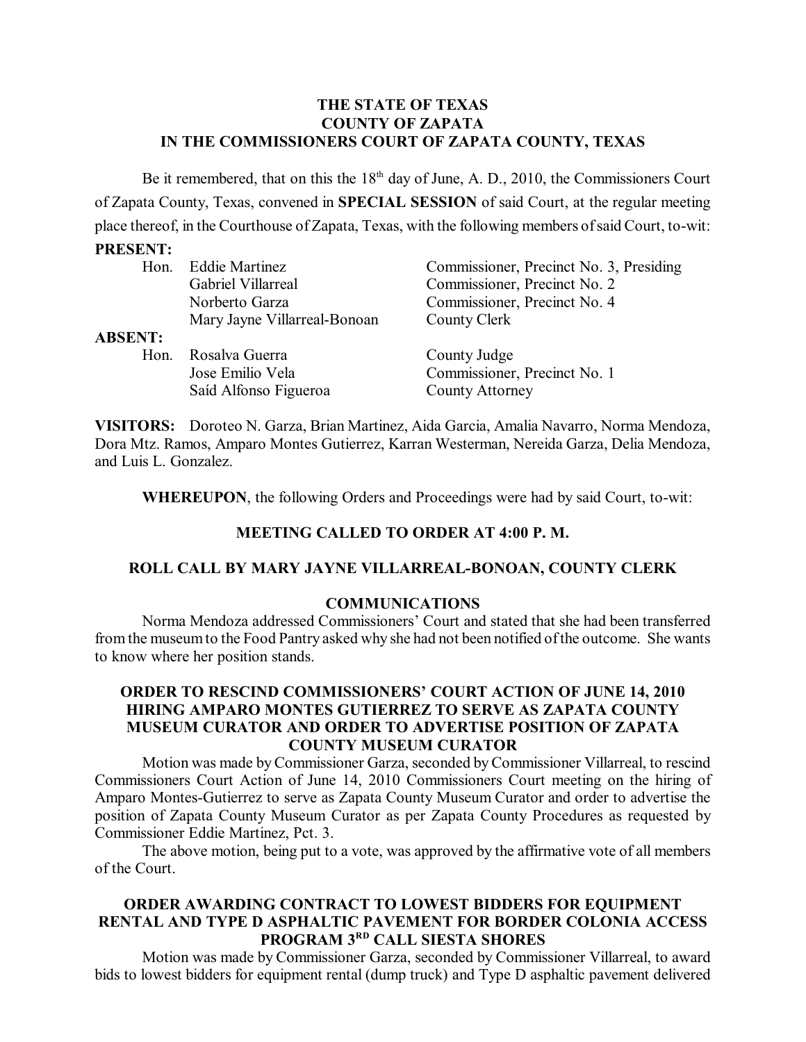**THE STATE OF TEXAS**
**COUNTY OF ZAPATA**
**IN THE COMMISSIONERS COURT OF ZAPATA COUNTY, TEXAS**

Be it remembered, that on this the 18th day of June, A. D., 2010, the Commissioners Court of Zapata County, Texas, convened in **SPECIAL SESSION** of said Court, at the regular meeting place thereof, in the Courthouse of Zapata, Texas, with the following members of said Court, to-wit:

**PRESENT:**

| | | |
|---|---|---|
| Hon. | Eddie Martinez | Commissioner, Precinct No. 3, Presiding |
| | Gabriel Villarreal | Commissioner, Precinct No. 2 |
| | Norberto Garza | Commissioner, Precinct No. 4 |
| | Mary Jayne Villarreal-Bonoan | County Clerk |

**ABSENT:**

| | | |
|---|---|---|
| Hon. | Rosalva Guerra | County Judge |
| | Jose Emilio Vela | Commissioner, Precinct No. 1 |
| | Saíd Alfonso Figueroa | County Attorney |

**VISITORS:** Doroteo N. Garza, Brian Martinez, Aida Garcia, Amalia Navarro, Norma Mendoza, Dora Mtz. Ramos, Amparo Montes Gutierrez, Karran Westerman, Nereida Garza, Delia Mendoza, and Luis L. Gonzalez.

**WHEREUPON**, the following Orders and Proceedings were had by said Court, to-wit:

**MEETING CALLED TO ORDER AT 4:00 P. M.**

**ROLL CALL BY MARY JAYNE VILLARREAL-BONOAN, COUNTY CLERK**

**COMMUNICATIONS**

Norma Mendoza addressed Commissioners' Court and stated that she had been transferred from the museum to the Food Pantry asked why she had not been notified of the outcome. She wants to know where her position stands.

**ORDER TO RESCIND COMMISSIONERS' COURT ACTION OF JUNE 14, 2010 HIRING AMPARO MONTES GUTIERREZ TO SERVE AS ZAPATA COUNTY MUSEUM CURATOR AND ORDER TO ADVERTISE POSITION OF ZAPATA COUNTY MUSEUM CURATOR**

Motion was made by Commissioner Garza, seconded by Commissioner Villarreal, to rescind Commissioners Court Action of June 14, 2010 Commissioners Court meeting on the hiring of Amparo Montes-Gutierrez to serve as Zapata County Museum Curator and order to advertise the position of Zapata County Museum Curator as per Zapata County Procedures as requested by Commissioner Eddie Martinez, Pct. 3.

The above motion, being put to a vote, was approved by the affirmative vote of all members of the Court.

**ORDER AWARDING CONTRACT TO LOWEST BIDDERS FOR EQUIPMENT RENTAL AND TYPE D ASPHALTIC PAVEMENT FOR BORDER COLONIA ACCESS PROGRAM 3RD CALL SIESTA SHORES**

Motion was made by Commissioner Garza, seconded by Commissioner Villarreal, to award bids to lowest bidders for equipment rental (dump truck) and Type D asphaltic pavement delivered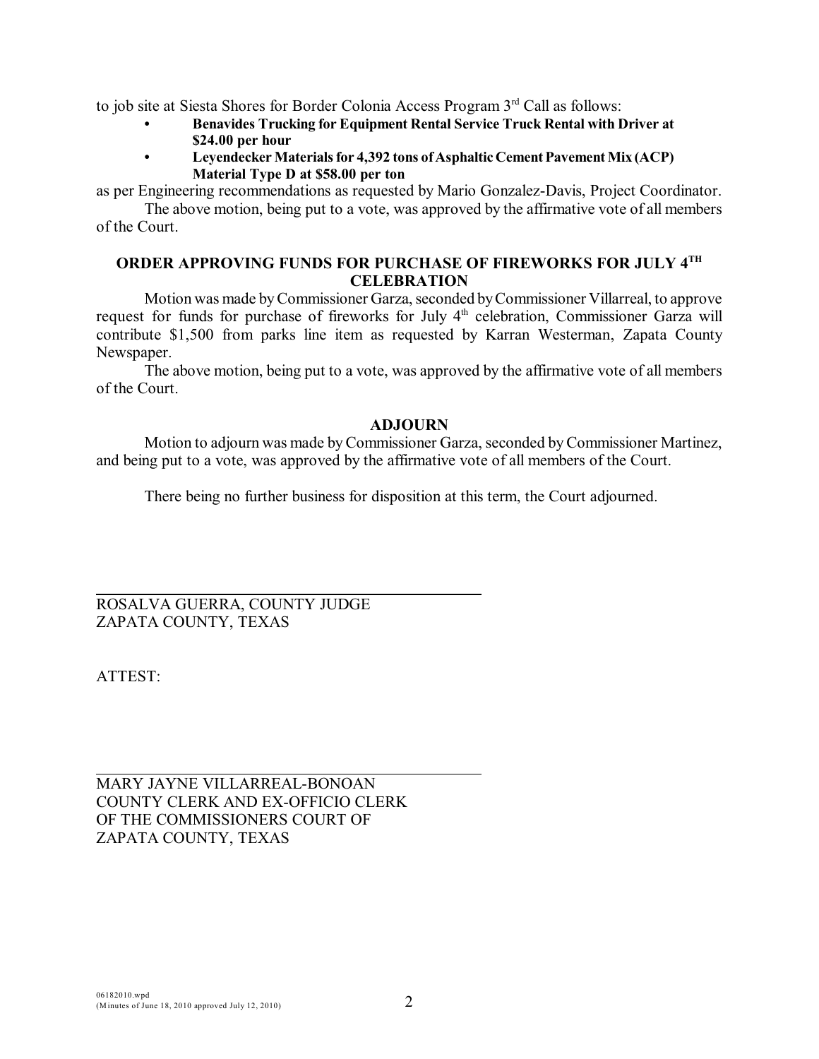to job site at Siesta Shores for Border Colonia Access Program 3rd Call as follows:

- **Benavides Trucking for Equipment Rental Service Truck Rental with Driver at $24.00 per hour**
- **Leyendecker Materials for 4,392 tons of Asphaltic Cement Pavement Mix (ACP) Material Type D at $58.00 per ton**

as per Engineering recommendations as requested by Mario Gonzalez-Davis, Project Coordinator.

The above motion, being put to a vote, was approved by the affirmative vote of all members of the Court.

**ORDER APPROVING FUNDS FOR PURCHASE OF FIREWORKS FOR JULY 4TH CELEBRATION**

Motion was made by Commissioner Garza, seconded by Commissioner Villarreal, to approve request for funds for purchase of fireworks for July 4th celebration, Commissioner Garza will contribute $1,500 from parks line item as requested by Karran Westerman, Zapata County Newspaper.

The above motion, being put to a vote, was approved by the affirmative vote of all members of the Court.

**ADJOURN**

Motion to adjourn was made by Commissioner Garza, seconded by Commissioner Martinez, and being put to a vote, was approved by the affirmative vote of all members of the Court.

There being no further business for disposition at this term, the Court adjourned.

ROSALVA GUERRA, COUNTY JUDGE
ZAPATA COUNTY, TEXAS

ATTEST:

MARY JAYNE VILLARREAL-BONOAN
COUNTY CLERK AND EX-OFFICIO CLERK
OF THE COMMISSIONERS COURT OF
ZAPATA COUNTY, TEXAS

06182010.wpd
(Minutes of June 18, 2010 approved July 12, 2010)